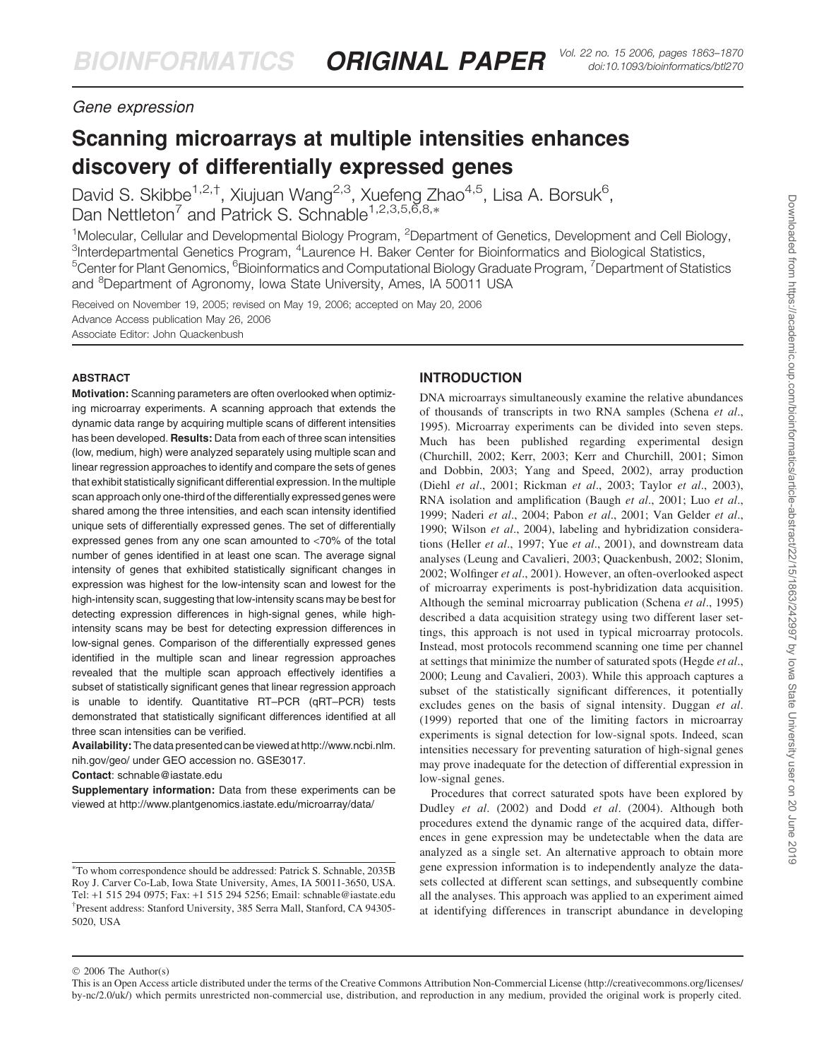*Gene expression*

# Scanning microarrays at multiple intensities enhances discovery of differentially expressed genes

David S. Skibbe[1,2,†], Xiujuan Wang[2,3], Xuefeng Zhao[4,5], Lisa A. Borsuk[6], Dan Nettleton[7] and Patrick S. Schnable[1,2,3,5,6,8,*]

[1]Molecular, Cellular and Developmental Biology Program, [2]Department of Genetics, Development and Cell Biology, [3]Interdepartmental Genetics Program, [4]Laurence H. Baker Center for Bioinformatics and Biological Statistics, [5]Center for Plant Genomics, [6]Bioinformatics and Computational Biology Graduate Program, [7]Department of Statistics and [8]Department of Agronomy, Iowa State University, Ames, IA 50011 USA

Received on November 19, 2005; revised on May 19, 2006; accepted on May 20, 2006
Advance Access publication May 26, 2006
Associate Editor: John Quackenbush

## ABSTRACT

**Motivation:** Scanning parameters are often overlooked when optimizing microarray experiments. A scanning approach that extends the dynamic data range by acquiring multiple scans of different intensities has been developed. **Results:** Data from each of three scan intensities (low, medium, high) were analyzed separately using multiple scan and linear regression approaches to identify and compare the sets of genes that exhibit statistically significant differential expression. In the multiple scan approach only one-third of the differentially expressed genes were shared among the three intensities, and each scan intensity identified unique sets of differentially expressed genes. The set of differentially expressed genes from any one scan amounted to <70% of the total number of genes identified in at least one scan. The average signal intensity of genes that exhibited statistically significant changes in expression was highest for the low-intensity scan and lowest for the high-intensity scan, suggesting that low-intensity scans may be best for detecting expression differences in high-signal genes, while high-intensity scans may be best for detecting expression differences in low-signal genes. Comparison of the differentially expressed genes identified in the multiple scan and linear regression approaches revealed that the multiple scan approach effectively identifies a subset of statistically significant genes that linear regression approach is unable to identify. Quantitative RT–PCR (qRT–PCR) tests demonstrated that statistically significant differences identified at all three scan intensities can be verified.

**Availability:** The data presented can be viewed at http://www.ncbi.nlm.nih.gov/geo/ under GEO accession no. GSE3017.

**Contact**: schnable@iastate.edu

**Supplementary information:** Data from these experiments can be viewed at http://www.plantgenomics.iastate.edu/microarray/data/

*To whom correspondence should be addressed: Patrick S. Schnable, 2035B Roy J. Carver Co-Lab, Iowa State University, Ames, IA 50011-3650, USA. Tel: +1 515 294 0975; Fax: +1 515 294 5256; Email: schnable@iastate.edu
†Present address: Stanford University, 385 Serra Mall, Stanford, CA 94305-5020, USA

## INTRODUCTION

DNA microarrays simultaneously examine the relative abundances of thousands of transcripts in two RNA samples (Schena *et al*., 1995). Microarray experiments can be divided into seven steps. Much has been published regarding experimental design (Churchill, 2002; Kerr, 2003; Kerr and Churchill, 2001; Simon and Dobbin, 2003; Yang and Speed, 2002), array production (Diehl *et al*., 2001; Rickman *et al*., 2003; Taylor *et al*., 2003), RNA isolation and amplification (Baugh *et al*., 2001; Luo *et al*., 1999; Naderi *et al*., 2004; Pabon *et al*., 2001; Van Gelder *et al*., 1990; Wilson *et al*., 2004), labeling and hybridization considerations (Heller *et al*., 1997; Yue *et al*., 2001), and downstream data analyses (Leung and Cavalieri, 2003; Quackenbush, 2002; Slonim, 2002; Wolfinger *et al*., 2001). However, an often-overlooked aspect of microarray experiments is post-hybridization data acquisition. Although the seminal microarray publication (Schena *et al*., 1995) described a data acquisition strategy using two different laser settings, this approach is not used in typical microarray protocols. Instead, most protocols recommend scanning one time per channel at settings that minimize the number of saturated spots (Hegde *et al*., 2000; Leung and Cavalieri, 2003). While this approach captures a subset of the statistically significant differences, it potentially excludes genes on the basis of signal intensity. Duggan *et al*. (1999) reported that one of the limiting factors in microarray experiments is signal detection for low-signal spots. Indeed, scan intensities necessary for preventing saturation of high-signal genes may prove inadequate for the detection of differential expression in low-signal genes.

Procedures that correct saturated spots have been explored by Dudley *et al*. (2002) and Dodd *et al*. (2004). Although both procedures extend the dynamic range of the acquired data, differences in gene expression may be undetectable when the data are analyzed as a single set. An alternative approach to obtain more gene expression information is to independently analyze the datasets collected at different scan settings, and subsequently combine all the analyses. This approach was applied to an experiment aimed at identifying differences in transcript abundance in developing

© 2006 The Author(s)
This is an Open Access article distributed under the terms of the Creative Commons Attribution Non-Commercial License (http://creativecommons.org/licenses/by-nc/2.0/uk/) which permits unrestricted non-commercial use, distribution, and reproduction in any medium, provided the original work is properly cited.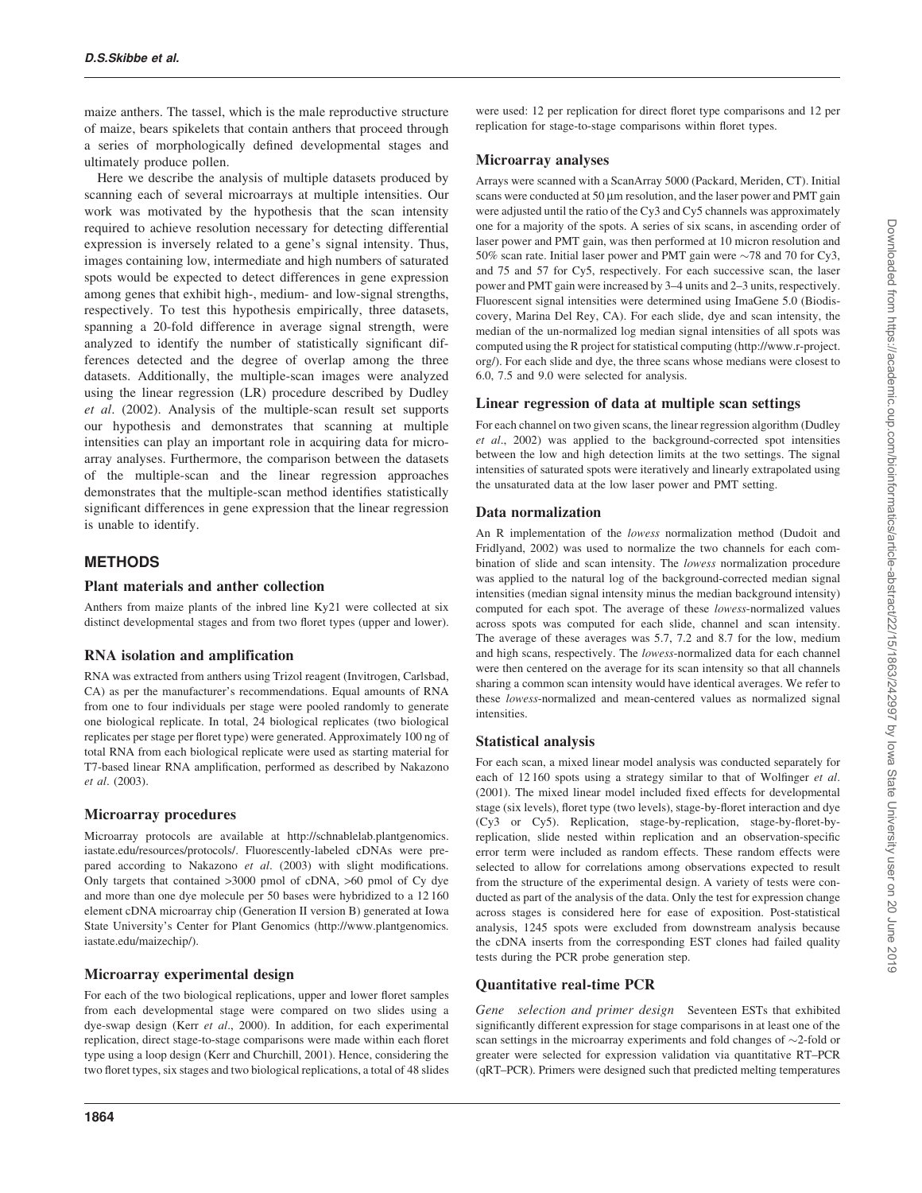maize anthers. The tassel, which is the male reproductive structure of maize, bears spikelets that contain anthers that proceed through a series of morphologically defined developmental stages and ultimately produce pollen.

Here we describe the analysis of multiple datasets produced by scanning each of several microarrays at multiple intensities. Our work was motivated by the hypothesis that the scan intensity required to achieve resolution necessary for detecting differential expression is inversely related to a gene's signal intensity. Thus, images containing low, intermediate and high numbers of saturated spots would be expected to detect differences in gene expression among genes that exhibit high-, medium- and low-signal strengths, respectively. To test this hypothesis empirically, three datasets, spanning a 20-fold difference in average signal strength, were analyzed to identify the number of statistically significant differences detected and the degree of overlap among the three datasets. Additionally, the multiple-scan images were analyzed using the linear regression (LR) procedure described by Dudley *et al*. (2002). Analysis of the multiple-scan result set supports our hypothesis and demonstrates that scanning at multiple intensities can play an important role in acquiring data for microarray analyses. Furthermore, the comparison between the datasets of the multiple-scan and the linear regression approaches demonstrates that the multiple-scan method identifies statistically significant differences in gene expression that the linear regression is unable to identify.

## METHODS

### Plant materials and anther collection

Anthers from maize plants of the inbred line Ky21 were collected at six distinct developmental stages and from two floret types (upper and lower).

### RNA isolation and amplification

RNA was extracted from anthers using Trizol reagent (Invitrogen, Carlsbad, CA) as per the manufacturer's recommendations. Equal amounts of RNA from one to four individuals per stage were pooled randomly to generate one biological replicate. In total, 24 biological replicates (two biological replicates per stage per floret type) were generated. Approximately 100 ng of total RNA from each biological replicate were used as starting material for T7-based linear RNA amplification, performed as described by Nakazono *et al*. (2003).

### Microarray procedures

Microarray protocols are available at http://schnablelab.plantgenomics.iastate.edu/resources/protocols/. Fluorescently-labeled cDNAs were prepared according to Nakazono *et al*. (2003) with slight modifications. Only targets that contained >3000 pmol of cDNA, >60 pmol of Cy dye and more than one dye molecule per 50 bases were hybridized to a 12 160 element cDNA microarray chip (Generation II version B) generated at Iowa State University's Center for Plant Genomics (http://www.plantgenomics.iastate.edu/maizechip/).

### Microarray experimental design

For each of the two biological replications, upper and lower floret samples from each developmental stage were compared on two slides using a dye-swap design (Kerr *et al*., 2000). In addition, for each experimental replication, direct stage-to-stage comparisons were made within each floret type using a loop design (Kerr and Churchill, 2001). Hence, considering the two floret types, six stages and two biological replications, a total of 48 slides were used: 12 per replication for direct floret type comparisons and 12 per replication for stage-to-stage comparisons within floret types.

### Microarray analyses

Arrays were scanned with a ScanArray 5000 (Packard, Meriden, CT). Initial scans were conducted at 50 μm resolution, and the laser power and PMT gain were adjusted until the ratio of the Cy3 and Cy5 channels was approximately one for a majority of the spots. A series of six scans, in ascending order of laser power and PMT gain, was then performed at 10 micron resolution and 50% scan rate. Initial laser power and PMT gain were ~78 and 70 for Cy3, and 75 and 57 for Cy5, respectively. For each successive scan, the laser power and PMT gain were increased by 3–4 units and 2–3 units, respectively. Fluorescent signal intensities were determined using ImaGene 5.0 (Biodiscovery, Marina Del Rey, CA). For each slide, dye and scan intensity, the median of the un-normalized log median signal intensities of all spots was computed using the R project for statistical computing (http://www.r-project.org/). For each slide and dye, the three scans whose medians were closest to 6.0, 7.5 and 9.0 were selected for analysis.

### Linear regression of data at multiple scan settings

For each channel on two given scans, the linear regression algorithm (Dudley *et al*., 2002) was applied to the background-corrected spot intensities between the low and high detection limits at the two settings. The signal intensities of saturated spots were iteratively and linearly extrapolated using the unsaturated data at the low laser power and PMT setting.

### Data normalization

An R implementation of the *lowess* normalization method (Dudoit and Fridlyand, 2002) was used to normalize the two channels for each combination of slide and scan intensity. The *lowess* normalization procedure was applied to the natural log of the background-corrected median signal intensities (median signal intensity minus the median background intensity) computed for each spot. The average of these *lowess*-normalized values across spots was computed for each slide, channel and scan intensity. The average of these averages was 5.7, 7.2 and 8.7 for the low, medium and high scans, respectively. The *lowess*-normalized data for each channel were then centered on the average for its scan intensity so that all channels sharing a common scan intensity would have identical averages. We refer to these *lowess*-normalized and mean-centered values as normalized signal intensities.

### Statistical analysis

For each scan, a mixed linear model analysis was conducted separately for each of 12 160 spots using a strategy similar to that of Wolfinger *et al*. (2001). The mixed linear model included fixed effects for developmental stage (six levels), floret type (two levels), stage-by-floret interaction and dye (Cy3 or Cy5). Replication, stage-by-replication, stage-by-floret-by-replication, slide nested within replication and an observation-specific error term were included as random effects. These random effects were selected to allow for correlations among observations expected to result from the structure of the experimental design. A variety of tests were conducted as part of the analysis of the data. Only the test for expression change across stages is considered here for ease of exposition. Post-statistical analysis, 1245 spots were excluded from downstream analysis because the cDNA inserts from the corresponding EST clones had failed quality tests during the PCR probe generation step.

### Quantitative real-time PCR

*Gene selection and primer design* Seventeen ESTs that exhibited significantly different expression for stage comparisons in at least one of the scan settings in the microarray experiments and fold changes of ~2-fold or greater were selected for expression validation via quantitative RT–PCR (qRT–PCR). Primers were designed such that predicted melting temperatures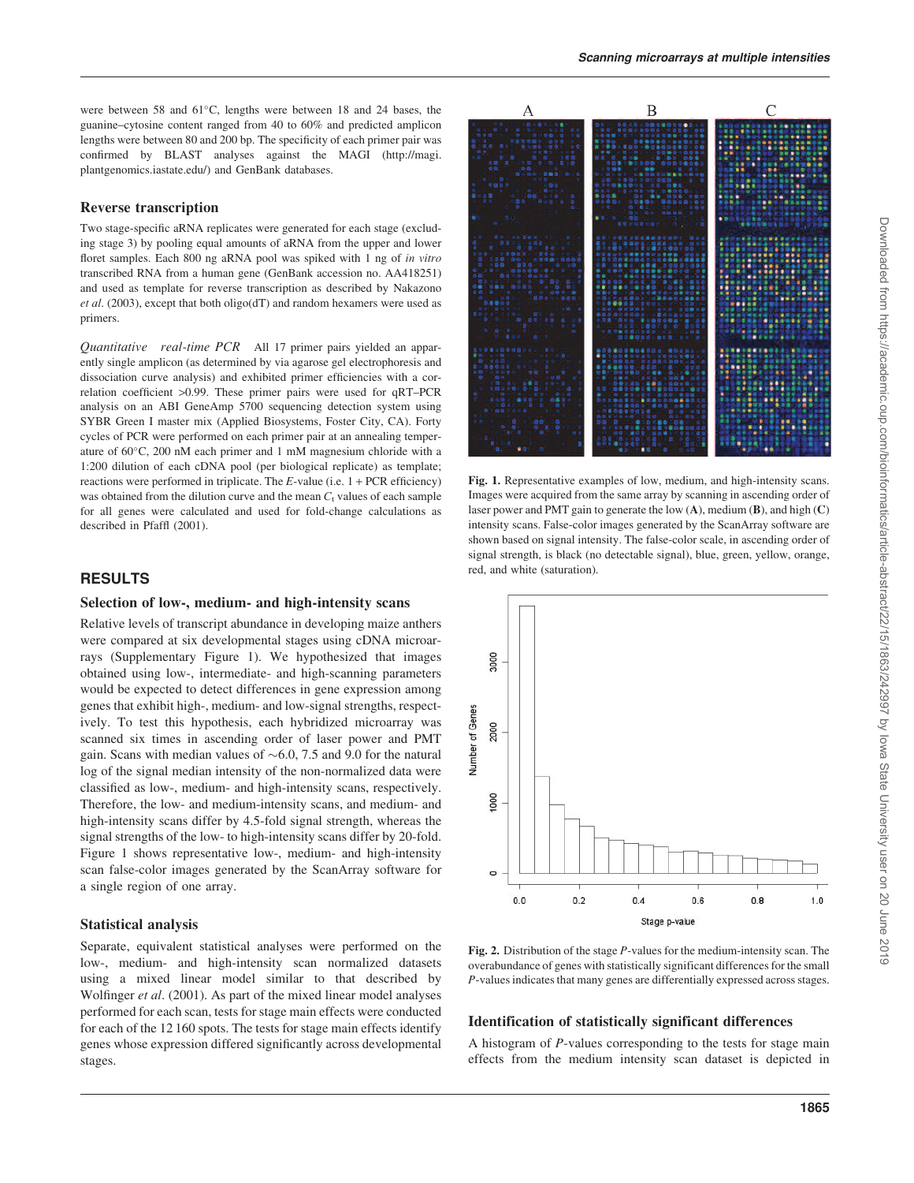were between 58 and 61°C, lengths were between 18 and 24 bases, the guanine–cytosine content ranged from 40 to 60% and predicted amplicon lengths were between 80 and 200 bp. The specificity of each primer pair was confirmed by BLAST analyses against the MAGI (http://magi.plantgenomics.iastate.edu/) and GenBank databases.

### Reverse transcription

Two stage-specific aRNA replicates were generated for each stage (excluding stage 3) by pooling equal amounts of aRNA from the upper and lower floret samples. Each 800 ng aRNA pool was spiked with 1 ng of *in vitro* transcribed RNA from a human gene (GenBank accession no. AA418251) and used as template for reverse transcription as described by Nakazono *et al*. (2003), except that both oligo(dT) and random hexamers were used as primers.

*Quantitative real-time PCR* All 17 primer pairs yielded an apparently single amplicon (as determined by via agarose gel electrophoresis and dissociation curve analysis) and exhibited primer efficiencies with a correlation coefficient >0.99. These primer pairs were used for qRT–PCR analysis on an ABI GeneAmp 5700 sequencing detection system using SYBR Green I master mix (Applied Biosystems, Foster City, CA). Forty cycles of PCR were performed on each primer pair at an annealing temperature of 60°C, 200 nM each primer and 1 mM magnesium chloride with a 1:200 dilution of each cDNA pool (per biological replicate) as template; reactions were performed in triplicate. The *E*-value (i.e. 1 + PCR efficiency) was obtained from the dilution curve and the mean $C_t$ values of each sample for all genes were calculated and used for fold-change calculations as described in Pfaffl (2001).

## RESULTS

### Selection of low-, medium- and high-intensity scans

Relative levels of transcript abundance in developing maize anthers were compared at six developmental stages using cDNA microarrays (Supplementary Figure 1). We hypothesized that images obtained using low-, intermediate- and high-scanning parameters would be expected to detect differences in gene expression among genes that exhibit high-, medium- and low-signal strengths, respectively. To test this hypothesis, each hybridized microarray was scanned six times in ascending order of laser power and PMT gain. Scans with median values of ~6.0, 7.5 and 9.0 for the natural log of the signal median intensity of the non-normalized data were classified as low-, medium- and high-intensity scans, respectively. Therefore, the low- and medium-intensity scans, and medium- and high-intensity scans differ by 4.5-fold signal strength, whereas the signal strengths of the low- to high-intensity scans differ by 20-fold. Figure 1 shows representative low-, medium- and high-intensity scan false-color images generated by the ScanArray software for a single region of one array.

### Statistical analysis

Separate, equivalent statistical analyses were performed on the low-, medium- and high-intensity scan normalized datasets using a mixed linear model similar to that described by Wolfinger *et al*. (2001). As part of the mixed linear model analyses performed for each scan, tests for stage main effects were conducted for each of the 12 160 spots. The tests for stage main effects identify genes whose expression differed significantly across developmental stages.

**Fig. 1.** Representative examples of low, medium, and high-intensity scans. Images were acquired from the same array by scanning in ascending order of laser power and PMT gain to generate the low (**A**), medium (**B**), and high (**C**) intensity scans. False-color images generated by the ScanArray software are shown based on signal intensity. The false-color scale, in ascending order of signal strength, is black (no detectable signal), blue, green, yellow, orange, red, and white (saturation).

**Fig. 2.** Distribution of the stage *P*-values for the medium-intensity scan. The overabundance of genes with statistically significant differences for the small *P*-values indicates that many genes are differentially expressed across stages.

### Identification of statistically significant differences

A histogram of *P*-values corresponding to the tests for stage main effects from the medium intensity scan dataset is depicted in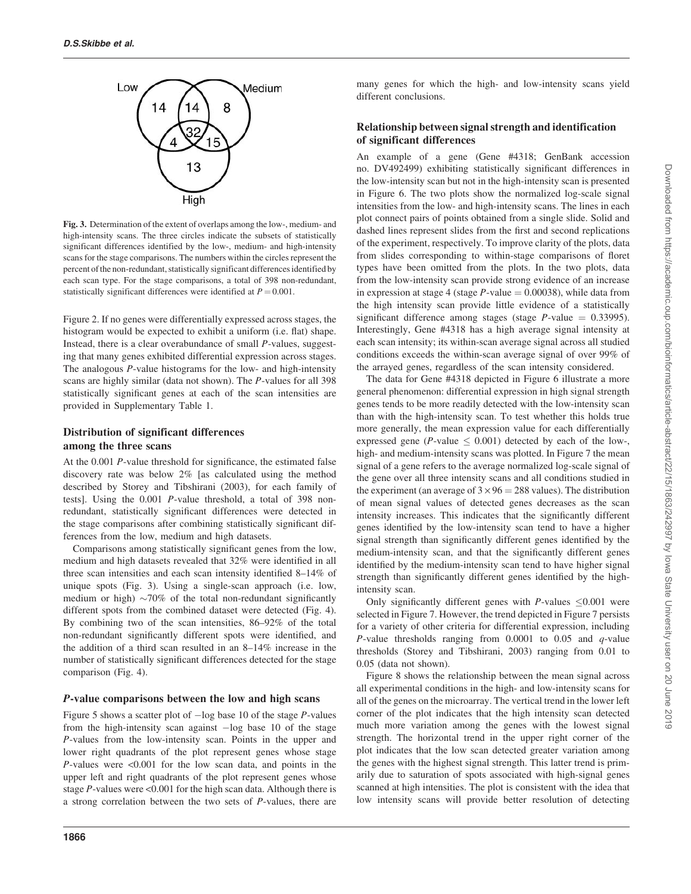Fig. 3. Determination of the extent of overlaps among the low-, medium- and high-intensity scans. The three circles indicate the subsets of statistically significant differences identified by the low-, medium- and high-intensity scans for the stage comparisons. The numbers within the circles represent the percent of the non-redundant, statistically significant differences identified by each scan type. For the stage comparisons, a total of 398 non-redundant, statistically significant differences were identified at $P = 0.001$.

Figure 2. If no genes were differentially expressed across stages, the histogram would be expected to exhibit a uniform (i.e. flat) shape. Instead, there is a clear overabundance of small $P$-values, suggesting that many genes exhibited differential expression across stages. The analogous $P$-value histograms for the low- and high-intensity scans are highly similar (data not shown). The $P$-values for all 398 statistically significant genes at each of the scan intensities are provided in Supplementary Table 1.

### Distribution of significant differences among the three scans

At the 0.001 $P$-value threshold for significance, the estimated false discovery rate was below 2% [as calculated using the method described by Storey and Tibshirani (2003), for each family of tests]. Using the 0.001 $P$-value threshold, a total of 398 non-redundant, statistically significant differences were detected in the stage comparisons after combining statistically significant differences from the low, medium and high datasets.

Comparisons among statistically significant genes from the low, medium and high datasets revealed that 32% were identified in all three scan intensities and each scan intensity identified 8–14% of unique spots (Fig. 3). Using a single-scan approach (i.e. low, medium or high) ~70% of the total non-redundant significantly different spots from the combined dataset were detected (Fig. 4). By combining two of the scan intensities, 86–92% of the total non-redundant significantly different spots were identified, and the addition of a third scan resulted in an 8–14% increase in the number of statistically significant differences detected for the stage comparison (Fig. 4).

### *P*-value comparisons between the low and high scans

Figure 5 shows a scatter plot of $-\log$ base 10 of the stage $P$-values from the high-intensity scan against $-\log$ base 10 of the stage $P$-values from the low-intensity scan. Points in the upper and lower right quadrants of the plot represent genes whose stage $P$-values were <0.001 for the low scan data, and points in the upper left and right quadrants of the plot represent genes whose stage $P$-values were <0.001 for the high scan data. Although there is a strong correlation between the two sets of $P$-values, there are many genes for which the high- and low-intensity scans yield different conclusions.

### Relationship between signal strength and identification of significant differences

An example of a gene (Gene #4318; GenBank accession no. DV492499) exhibiting statistically significant differences in the low-intensity scan but not in the high-intensity scan is presented in Figure 6. The two plots show the normalized log-scale signal intensities from the low- and high-intensity scans. The lines in each plot connect pairs of points obtained from a single slide. Solid and dashed lines represent slides from the first and second replications of the experiment, respectively. To improve clarity of the plots, data from slides corresponding to within-stage comparisons of floret types have been omitted from the plots. In the two plots, data from the low-intensity scan provide strong evidence of an increase in expression at stage 4 (stage $P$-value $= 0.00038$), while data from the high intensity scan provide little evidence of a statistically significant difference among stages (stage $P$-value $= 0.33995$). Interestingly, Gene #4318 has a high average signal intensity at each scan intensity; its within-scan average signal across all studied conditions exceeds the within-scan average signal of over 99% of the arrayed genes, regardless of the scan intensity considered.

The data for Gene #4318 depicted in Figure 6 illustrate a more general phenomenon: differential expression in high signal strength genes tends to be more readily detected with the low-intensity scan than with the high-intensity scan. To test whether this holds true more generally, the mean expression value for each differentially expressed gene ($P$-value $\leq 0.001$) detected by each of the low-, high- and medium-intensity scans was plotted. In Figure 7 the mean signal of a gene refers to the average normalized log-scale signal of the gene over all three intensity scans and all conditions studied in the experiment (an average of $3 \times 96 = 288$ values). The distribution of mean signal values of detected genes decreases as the scan intensity increases. This indicates that the significantly different genes identified by the low-intensity scan tend to have a higher signal strength than significantly different genes identified by the medium-intensity scan, and that the significantly different genes identified by the medium-intensity scan tend to have higher signal strength than significantly different genes identified by the high-intensity scan.

Only significantly different genes with $P$-values $\leq 0.001$ were selected in Figure 7. However, the trend depicted in Figure 7 persists for a variety of other criteria for differential expression, including $P$-value thresholds ranging from 0.0001 to 0.05 and $q$-value thresholds (Storey and Tibshirani, 2003) ranging from 0.01 to 0.05 (data not shown).

Figure 8 shows the relationship between the mean signal across all experimental conditions in the high- and low-intensity scans for all of the genes on the microarray. The vertical trend in the lower left corner of the plot indicates that the high intensity scan detected much more variation among the genes with the lowest signal strength. The horizontal trend in the upper right corner of the plot indicates that the low scan detected greater variation among the genes with the highest signal strength. This latter trend is primarily due to saturation of spots associated with high-signal genes scanned at high intensities. The plot is consistent with the idea that low intensity scans will provide better resolution of detecting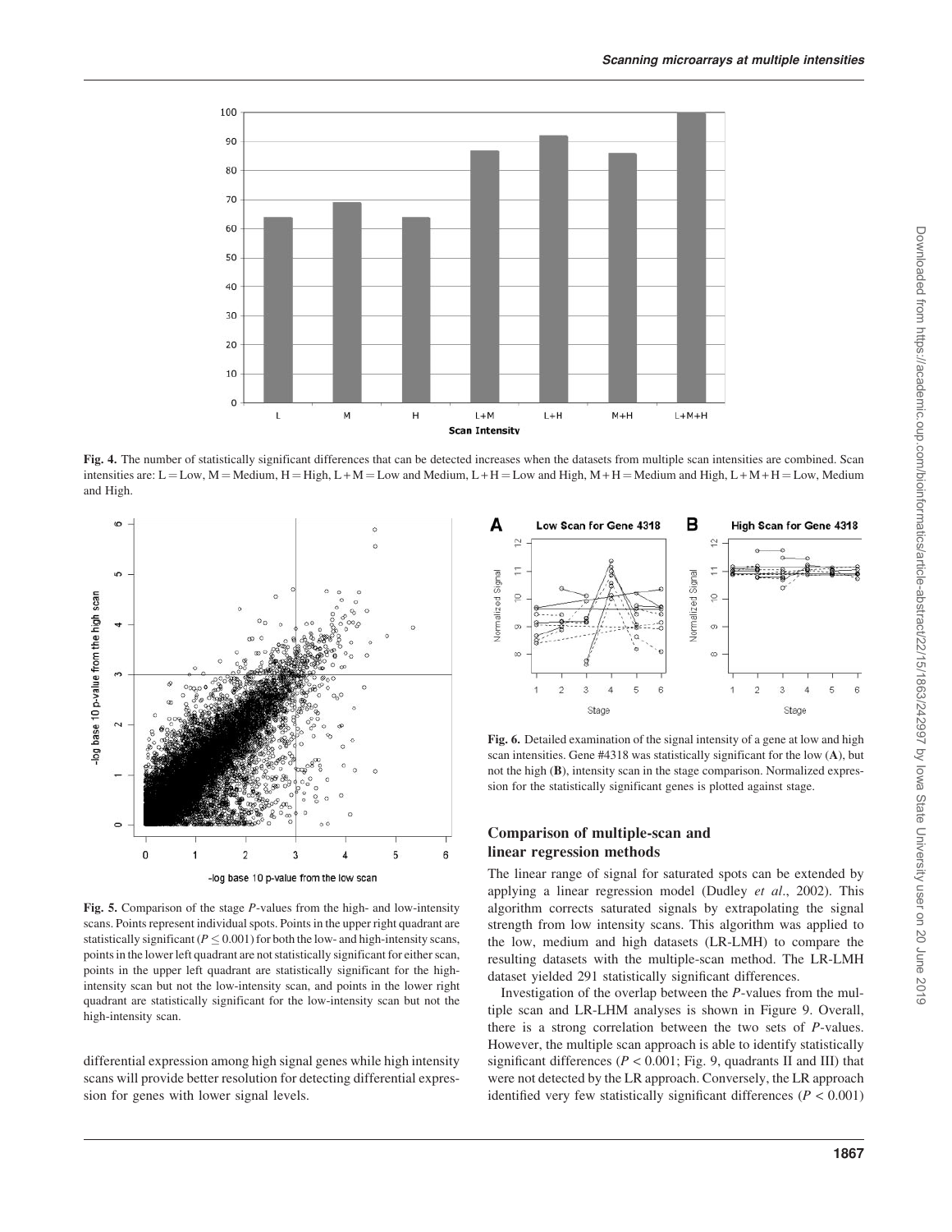Fig. 4. The number of statistically significant differences that can be detected increases when the datasets from multiple scan intensities are combined. Scan intensities are: L = Low, M = Medium, H = High, L + M = Low and Medium, L + H = Low and High, M + H = Medium and High, L + M + H = Low, Medium and High.

Fig. 5. Comparison of the stage $P$-values from the high- and low-intensity scans. Points represent individual spots. Points in the upper right quadrant are statistically significant ($P \leq 0.001$) for both the low- and high-intensity scans, points in the lower left quadrant are not statistically significant for either scan, points in the upper left quadrant are statistically significant for the high-intensity scan but not the low-intensity scan, and points in the lower right quadrant are statistically significant for the low-intensity scan but not the high-intensity scan.

differential expression among high signal genes while high intensity scans will provide better resolution for detecting differential expression for genes with lower signal levels.

Fig. 6. Detailed examination of the signal intensity of a gene at low and high scan intensities. Gene #4318 was statistically significant for the low (**A**), but not the high (**B**), intensity scan in the stage comparison. Normalized expression for the statistically significant genes is plotted against stage.

## Comparison of multiple-scan and linear regression methods

The linear range of signal for saturated spots can be extended by applying a linear regression model (Dudley *et al*., 2002). This algorithm corrects saturated signals by extrapolating the signal strength from low intensity scans. This algorithm was applied to the low, medium and high datasets (LR-LMH) to compare the resulting datasets with the multiple-scan method. The LR-LMH dataset yielded 291 statistically significant differences.

Investigation of the overlap between the $P$-values from the multiple scan and LR-LHM analyses is shown in Figure 9. Overall, there is a strong correlation between the two sets of $P$-values. However, the multiple scan approach is able to identify statistically significant differences ($P < 0.001$; Fig. 9, quadrants II and III) that were not detected by the LR approach. Conversely, the LR approach identified very few statistically significant differences ($P < 0.001$)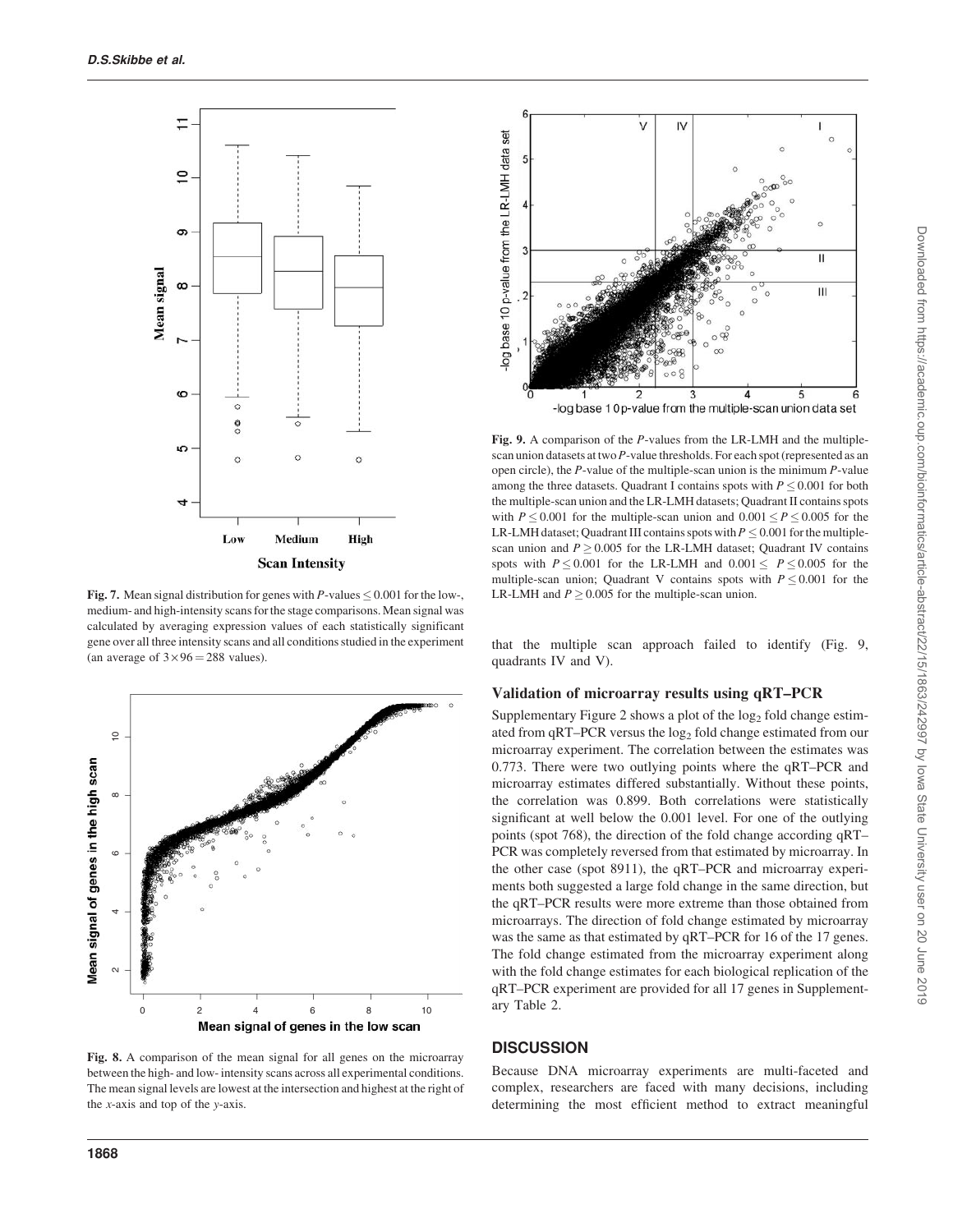Fig. 7. Mean signal distribution for genes with $P$-values $\leq 0.001$ for the low-, medium- and high-intensity scans for the stage comparisons. Mean signal was calculated by averaging expression values of each statistically significant gene over all three intensity scans and all conditions studied in the experiment (an average of $3 \times 96 = 288$ values).

Fig. 8. A comparison of the mean signal for all genes on the microarray between the high- and low- intensity scans across all experimental conditions. The mean signal levels are lowest at the intersection and highest at the right of the $x$-axis and top of the $y$-axis.

Fig. 9. A comparison of the $P$-values from the LR-LMH and the multiple-scan union datasets at two $P$-value thresholds. For each spot (represented as an open circle), the $P$-value of the multiple-scan union is the minimum $P$-value among the three datasets. Quadrant I contains spots with $P \leq 0.001$ for both the multiple-scan union and the LR-LMH datasets; Quadrant II contains spots with $P \leq 0.001$ for the multiple-scan union and $0.001 \leq P \leq 0.005$ for the LR-LMH dataset; Quadrant III contains spots with $P \leq 0.001$ for the multiple-scan union and $P \geq 0.005$ for the LR-LMH dataset; Quadrant IV contains spots with $P \leq 0.001$ for the LR-LMH and $0.001 \leq P \leq 0.005$ for the multiple-scan union; Quadrant V contains spots with $P \leq 0.001$ for the LR-LMH and $P \geq 0.005$ for the multiple-scan union.

that the multiple scan approach failed to identify (Fig. 9, quadrants IV and V).

### Validation of microarray results using qRT–PCR

Supplementary Figure 2 shows a plot of the $\log_2$ fold change estimated from qRT–PCR versus the $\log_2$ fold change estimated from our microarray experiment. The correlation between the estimates was 0.773. There were two outlying points where the qRT–PCR and microarray estimates differed substantially. Without these points, the correlation was 0.899. Both correlations were statistically significant at well below the 0.001 level. For one of the outlying points (spot 768), the direction of the fold change according qRT–PCR was completely reversed from that estimated by microarray. In the other case (spot 8911), the qRT–PCR and microarray experiments both suggested a large fold change in the same direction, but the qRT–PCR results were more extreme than those obtained from microarrays. The direction of fold change estimated by microarray was the same as that estimated by qRT–PCR for 16 of the 17 genes. The fold change estimated from the microarray experiment along with the fold change estimates for each biological replication of the qRT–PCR experiment are provided for all 17 genes in Supplementary Table 2.

## DISCUSSION

Because DNA microarray experiments are multi-faceted and complex, researchers are faced with many decisions, including determining the most efficient method to extract meaningful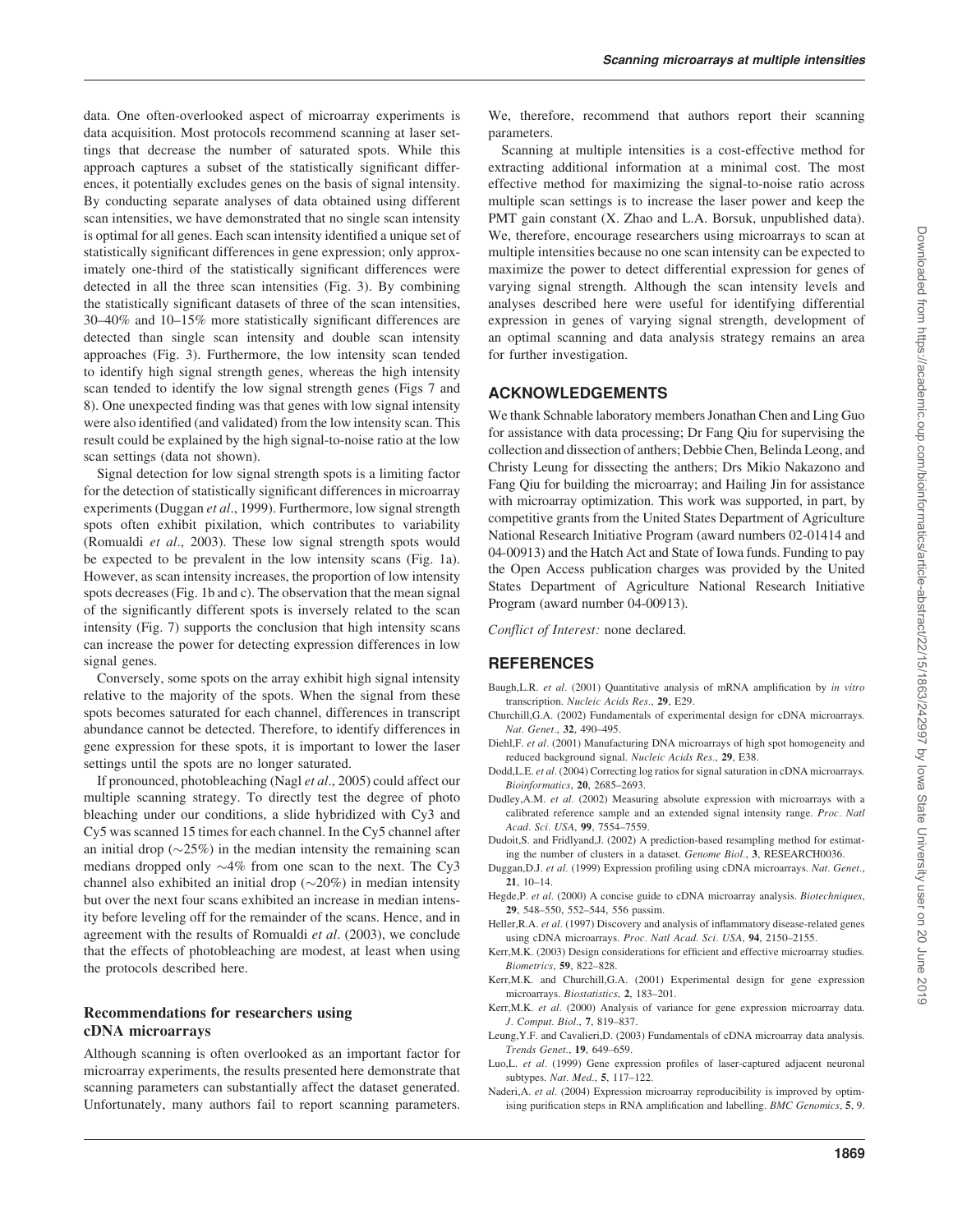data. One often-overlooked aspect of microarray experiments is data acquisition. Most protocols recommend scanning at laser settings that decrease the number of saturated spots. While this approach captures a subset of the statistically significant differences, it potentially excludes genes on the basis of signal intensity. By conducting separate analyses of data obtained using different scan intensities, we have demonstrated that no single scan intensity is optimal for all genes. Each scan intensity identified a unique set of statistically significant differences in gene expression; only approximately one-third of the statistically significant differences were detected in all the three scan intensities (Fig. 3). By combining the statistically significant datasets of three of the scan intensities, 30–40% and 10–15% more statistically significant differences are detected than single scan intensity and double scan intensity approaches (Fig. 3). Furthermore, the low intensity scan tended to identify high signal strength genes, whereas the high intensity scan tended to identify the low signal strength genes (Figs 7 and 8). One unexpected finding was that genes with low signal intensity were also identified (and validated) from the low intensity scan. This result could be explained by the high signal-to-noise ratio at the low scan settings (data not shown).

Signal detection for low signal strength spots is a limiting factor for the detection of statistically significant differences in microarray experiments (Duggan *et al*., 1999). Furthermore, low signal strength spots often exhibit pixilation, which contributes to variability (Romualdi *et al*., 2003). These low signal strength spots would be expected to be prevalent in the low intensity scans (Fig. 1a). However, as scan intensity increases, the proportion of low intensity spots decreases (Fig. 1b and c). The observation that the mean signal of the significantly different spots is inversely related to the scan intensity (Fig. 7) supports the conclusion that high intensity scans can increase the power for detecting expression differences in low signal genes.

Conversely, some spots on the array exhibit high signal intensity relative to the majority of the spots. When the signal from these spots becomes saturated for each channel, differences in transcript abundance cannot be detected. Therefore, to identify differences in gene expression for these spots, it is important to lower the laser settings until the spots are no longer saturated.

If pronounced, photobleaching (Nagl *et al*., 2005) could affect our multiple scanning strategy. To directly test the degree of photo bleaching under our conditions, a slide hybridized with Cy3 and Cy5 was scanned 15 times for each channel. In the Cy5 channel after an initial drop (~25%) in the median intensity the remaining scan medians dropped only ~4% from one scan to the next. The Cy3 channel also exhibited an initial drop (~20%) in median intensity but over the next four scans exhibited an increase in median intensity before leveling off for the remainder of the scans. Hence, and in agreement with the results of Romualdi *et al*. (2003), we conclude that the effects of photobleaching are modest, at least when using the protocols described here.

### Recommendations for researchers using cDNA microarrays

Although scanning is often overlooked as an important factor for microarray experiments, the results presented here demonstrate that scanning parameters can substantially affect the dataset generated. Unfortunately, many authors fail to report scanning parameters. We, therefore, recommend that authors report their scanning parameters.

Scanning at multiple intensities is a cost-effective method for extracting additional information at a minimal cost. The most effective method for maximizing the signal-to-noise ratio across multiple scan settings is to increase the laser power and keep the PMT gain constant (X. Zhao and L.A. Borsuk, unpublished data). We, therefore, encourage researchers using microarrays to scan at multiple intensities because no one scan intensity can be expected to maximize the power to detect differential expression for genes of varying signal strength. Although the scan intensity levels and analyses described here were useful for identifying differential expression in genes of varying signal strength, development of an optimal scanning and data analysis strategy remains an area for further investigation.

## ACKNOWLEDGEMENTS

We thank Schnable laboratory members Jonathan Chen and Ling Guo for assistance with data processing; Dr Fang Qiu for supervising the collection and dissection of anthers; Debbie Chen, Belinda Leong, and Christy Leung for dissecting the anthers; Drs Mikio Nakazono and Fang Qiu for building the microarray; and Hailing Jin for assistance with microarray optimization. This work was supported, in part, by competitive grants from the United States Department of Agriculture National Research Initiative Program (award numbers 02-01414 and 04-00913) and the Hatch Act and State of Iowa funds. Funding to pay the Open Access publication charges was provided by the United States Department of Agriculture National Research Initiative Program (award number 04-00913).

*Conflict of Interest:* none declared.

## REFERENCES

Baugh,L.R. *et al*. (2001) Quantitative analysis of mRNA amplification by *in vitro* transcription. *Nucleic Acids Res*., **29**, E29.

Churchill,G.A. (2002) Fundamentals of experimental design for cDNA microarrays. *Nat. Genet*., **32**, 490–495.

Diehl,F. *et al*. (2001) Manufacturing DNA microarrays of high spot homogeneity and reduced background signal. *Nucleic Acids Res*., **29**, E38.

Dodd,L.E. *et al*. (2004) Correcting log ratios for signal saturation in cDNA microarrays. *Bioinformatics*, **20**, 2685–2693.

Dudley,A.M. *et al*. (2002) Measuring absolute expression with microarrays with a calibrated reference sample and an extended signal intensity range. *Proc. Natl Acad. Sci. USA*, **99**, 7554–7559.

Dudoit,S. and Fridlyand,J. (2002) A prediction-based resampling method for estimating the number of clusters in a dataset. *Genome Biol*., **3**, RESEARCH0036.

Duggan,D.J. *et al*. (1999) Expression profiling using cDNA microarrays. *Nat. Genet*., **21**, 10–14.

Hegde,P. *et al*. (2000) A concise guide to cDNA microarray analysis. *Biotechniques*, **29**, 548–550, 552–544, 556 passim.

Heller,R.A. *et al*. (1997) Discovery and analysis of inflammatory disease-related genes using cDNA microarrays. *Proc. Natl Acad. Sci. USA*, **94**, 2150–2155.

Kerr,M.K. (2003) Design considerations for efficient and effective microarray studies. *Biometrics*, **59**, 822–828.

Kerr,M.K. and Churchill,G.A. (2001) Experimental design for gene expression microarrays. *Biostatistics*, **2**, 183–201.

Kerr,M.K. *et al*. (2000) Analysis of variance for gene expression microarray data. *J. Comput. Biol*., **7**, 819–837.

Leung,Y.F. and Cavalieri,D. (2003) Fundamentals of cDNA microarray data analysis. *Trends Genet*., **19**, 649–659.

Luo,L. *et al*. (1999) Gene expression profiles of laser-captured adjacent neuronal subtypes. *Nat. Med*., **5**, 117–122.

Naderi,A. *et al*. (2004) Expression microarray reproducibility is improved by optimising purification steps in RNA amplification and labelling. *BMC Genomics*, **5**, 9.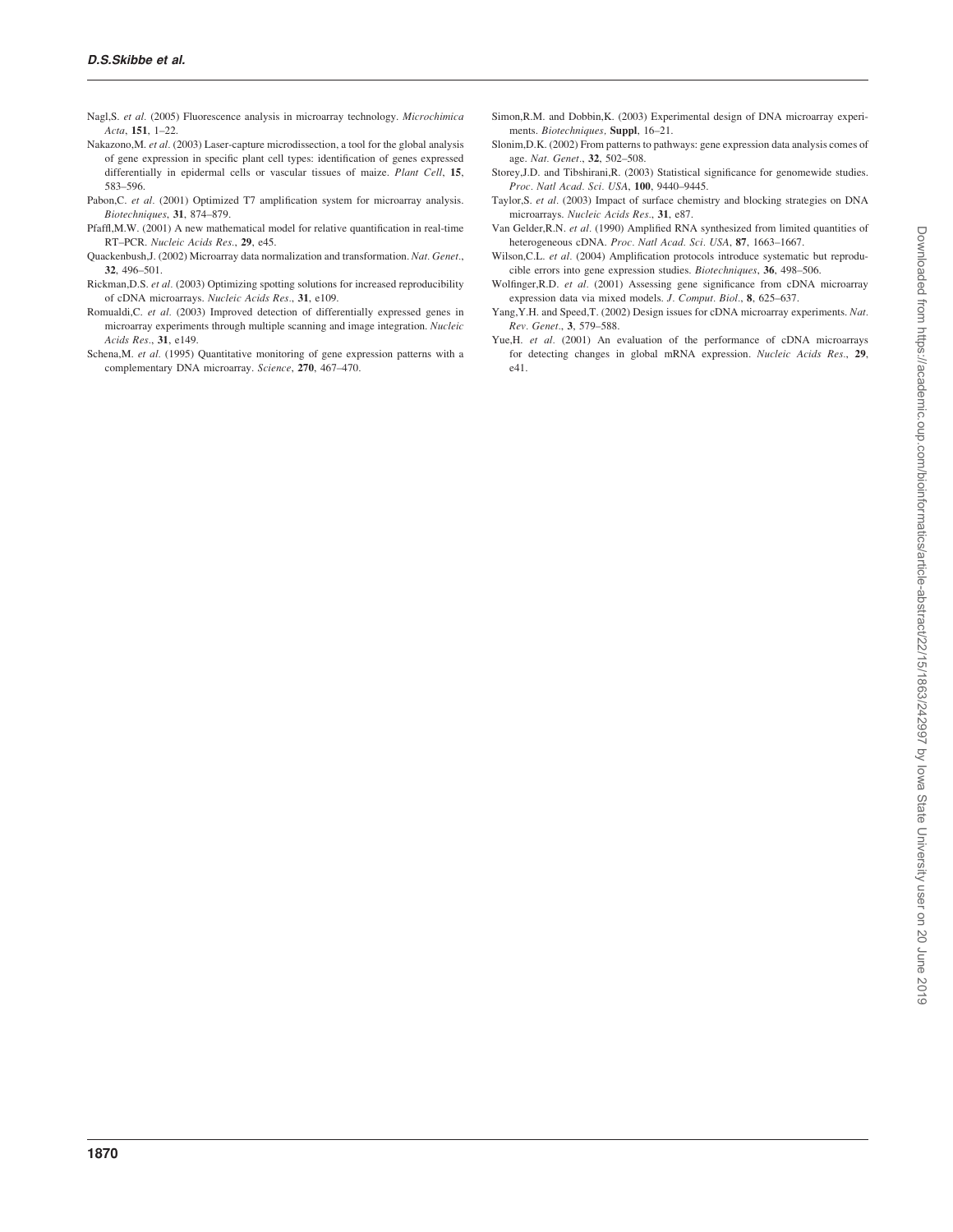Nagl,S. *et al.* (2005) Fluorescence analysis in microarray technology. *Microchimica Acta*, **151**, 1–22.

Nakazono,M. *et al.* (2003) Laser-capture microdissection, a tool for the global analysis of gene expression in specific plant cell types: identification of genes expressed differentially in epidermal cells or vascular tissues of maize. *Plant Cell*, **15**, 583–596.

Pabon,C. *et al.* (2001) Optimized T7 amplification system for microarray analysis. *Biotechniques*, **31**, 874–879.

Pfaffl,M.W. (2001) A new mathematical model for relative quantification in real-time RT–PCR. *Nucleic Acids Res.*, **29**, e45.

Quackenbush,J. (2002) Microarray data normalization and transformation. *Nat. Genet.*, **32**, 496–501.

Rickman,D.S. *et al.* (2003) Optimizing spotting solutions for increased reproducibility of cDNA microarrays. *Nucleic Acids Res.*, **31**, e109.

Romualdi,C. *et al.* (2003) Improved detection of differentially expressed genes in microarray experiments through multiple scanning and image integration. *Nucleic Acids Res.*, **31**, e149.

Schena,M. *et al.* (1995) Quantitative monitoring of gene expression patterns with a complementary DNA microarray. *Science*, **270**, 467–470.

Simon,R.M. and Dobbin,K. (2003) Experimental design of DNA microarray experiments. *Biotechniques,* **Suppl**, 16–21.

Slonim,D.K. (2002) From patterns to pathways: gene expression data analysis comes of age. *Nat. Genet.*, **32**, 502–508.

Storey,J.D. and Tibshirani,R. (2003) Statistical significance for genomewide studies. *Proc. Natl Acad. Sci. USA*, **100**, 9440–9445.

Taylor,S. *et al.* (2003) Impact of surface chemistry and blocking strategies on DNA microarrays. *Nucleic Acids Res.*, **31**, e87.

Van Gelder,R.N. *et al.* (1990) Amplified RNA synthesized from limited quantities of heterogeneous cDNA. *Proc. Natl Acad. Sci. USA*, **87**, 1663–1667.

Wilson,C.L. *et al.* (2004) Amplification protocols introduce systematic but reproducible errors into gene expression studies. *Biotechniques*, **36**, 498–506.

Wolfinger,R.D. *et al.* (2001) Assessing gene significance from cDNA microarray expression data via mixed models. *J. Comput. Biol.*, **8**, 625–637.

Yang,Y.H. and Speed,T. (2002) Design issues for cDNA microarray experiments. *Nat. Rev. Genet.*, **3**, 579–588.

Yue,H. *et al.* (2001) An evaluation of the performance of cDNA microarrays for detecting changes in global mRNA expression. *Nucleic Acids Res.*, **29**, e41.